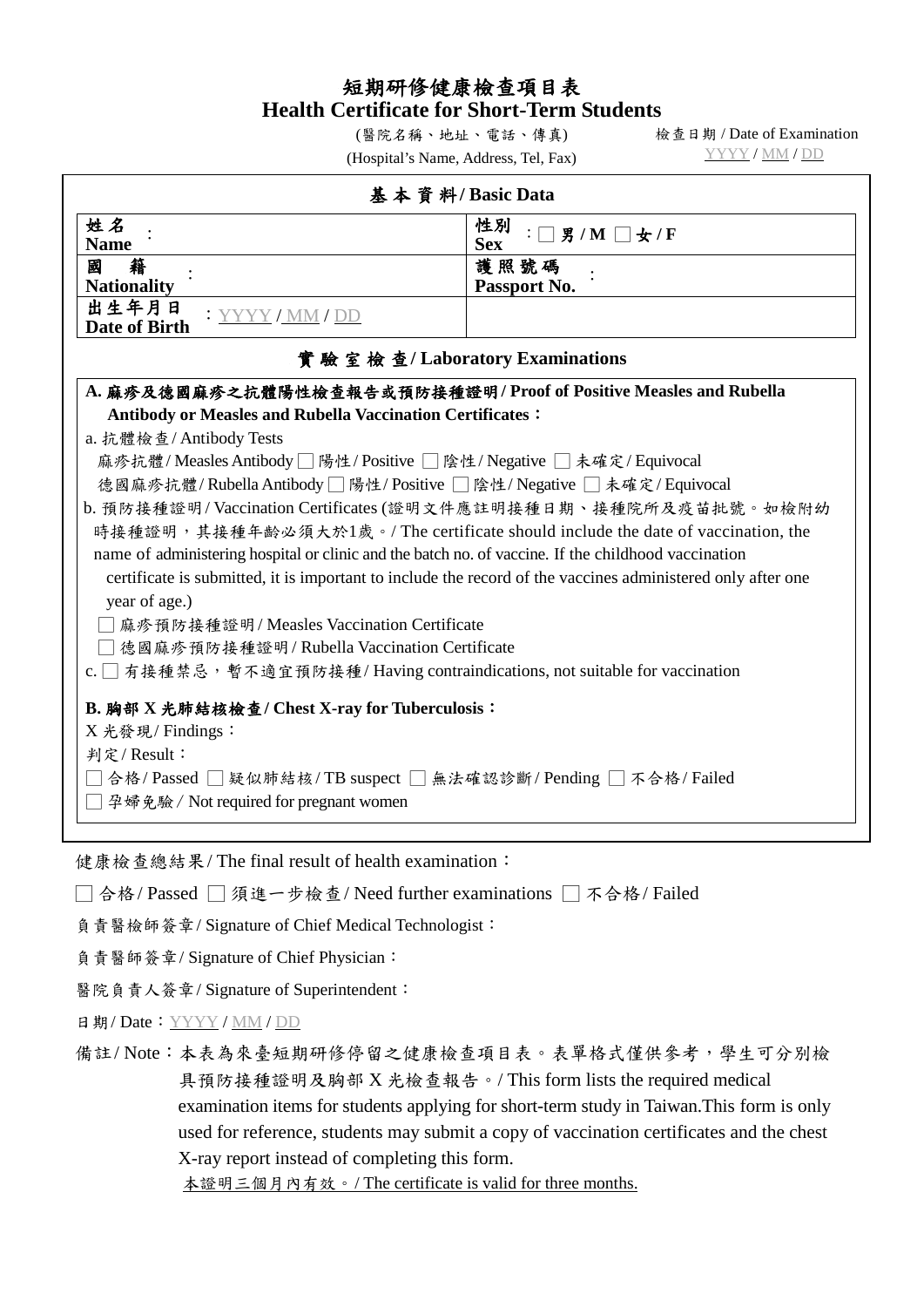# 短期研修健康檢查項目表
# Health Certificate for Short-Term Students

(醫院名稱、地址、電話、傳真)
(Hospital's Name, Address, Tel, Fax)

檢查日期 / Date of Examination
YYYY / MM / DD

## 基本資料 / Basic Data

| | |
|---|---|
| 姓名 Name： | 性別 Sex：□ 男 / M □ 女 / F |
| 國籍 Nationality： | 護照號碼 Passport No.： |
| 出生年月日 Date of Birth：YYYY / MM / DD | |

## 實驗室檢查 / Laboratory Examinations

**A. 麻疹及德國麻疹之抗體陽性檢查報告或預防接種證明 / Proof of Positive Measles and Rubella Antibody or Measles and Rubella Vaccination Certificates：**

a. 抗體檢查 / Antibody Tests

麻疹抗體 / Measles Antibody □ 陽性 / Positive □ 陰性 / Negative □ 未確定 / Equivocal

德國麻疹抗體 / Rubella Antibody □ 陽性 / Positive □ 陰性 / Negative □ 未確定 / Equivocal

b. 預防接種證明 / Vaccination Certificates (證明文件應註明接種日期、接種院所及疫苗批號。如檢附幼時接種證明，其接種年齡必須大於1歲。/ The certificate should include the date of vaccination, the name of administering hospital or clinic and the batch no. of vaccine. If the childhood vaccination certificate is submitted, it is important to include the record of the vaccines administered only after one year of age.)

□ 麻疹預防接種證明 / Measles Vaccination Certificate

□ 德國麻疹預防接種證明 / Rubella Vaccination Certificate

c. □ 有接種禁忌，暫不適宜預防接種 / Having contraindications, not suitable for vaccination

**B. 胸部 X 光肺結核檢查 / Chest X-ray for Tuberculosis：**

X 光發現 / Findings：

判定 / Result：

□ 合格 / Passed □ 疑似肺結核 / TB suspect □ 無法確認診斷 / Pending □ 不合格 / Failed

□ 孕婦免驗 / Not required for pregnant women

健康檢查總結果 / The final result of health examination：

□ 合格 / Passed □ 須進一步檢查 / Need further examinations □ 不合格 / Failed

負責醫檢師簽章 / Signature of Chief Medical Technologist：

負責醫師簽章 / Signature of Chief Physician：

醫院負責人簽章 / Signature of Superintendent：

日期 / Date：YYYY / MM / DD

備註 / Note：本表為來臺短期研修停留之健康檢查項目表。表單格式僅供參考，學生可分別檢具預防接種證明及胸部 X 光檢查報告。/ This form lists the required medical examination items for students applying for short-term study in Taiwan.This form is only used for reference, students may submit a copy of vaccination certificates and the chest X-ray report instead of completing this form.

本證明三個月內有效。/ The certificate is valid for three months.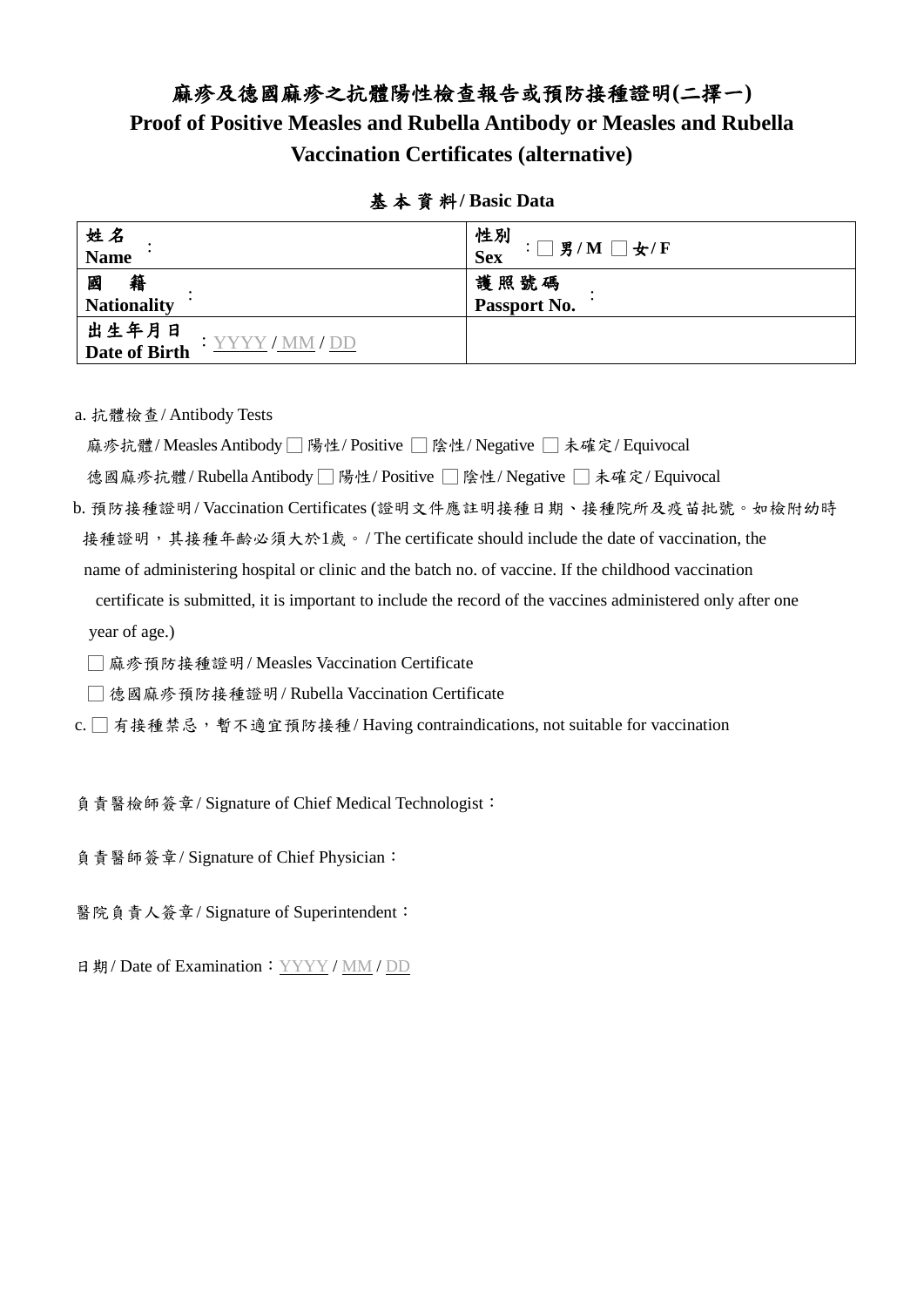# 麻疹及德國麻疹之抗體陽性檢查報告或預防接種證明(二擇一)

# Proof of Positive Measles and Rubella Antibody or Measles and Rubella Vaccination Certificates (alternative)

## 基 本 資 料 / Basic Data

| | |
|---|---|
| 姓 名 Name ： | 性別 Sex ：□ 男 / M □ 女 / F |
| 國 籍 Nationality ： | 護 照 號 碼 Passport No. ： |
| 出生年月日 Date of Birth ：YYYY / MM / DD | |

a. 抗體檢查 / Antibody Tests

麻疹抗體 / Measles Antibody □ 陽性 / Positive □ 陰性 / Negative □ 未確定 / Equivocal

德國麻疹抗體 / Rubella Antibody □ 陽性 / Positive □ 陰性 / Negative □ 未確定 / Equivocal

b. 預防接種證明 / Vaccination Certificates (證明文件應註明接種日期、接種院所及疫苗批號。如檢附幼時接種證明，其接種年齡必須大於1歲。/ The certificate should include the date of vaccination, the name of administering hospital or clinic and the batch no. of vaccine. If the childhood vaccination certificate is submitted, it is important to include the record of the vaccines administered only after one year of age.)

□ 麻疹預防接種證明 / Measles Vaccination Certificate

□ 德國麻疹預防接種證明 / Rubella Vaccination Certificate

c. □ 有接種禁忌，暫不適宜預防接種 / Having contraindications, not suitable for vaccination

負責醫檢師簽章 / Signature of Chief Medical Technologist：

負責醫師簽章 / Signature of Chief Physician：

醫院負責人簽章 / Signature of Superintendent：

日期 / Date of Examination：YYYY / MM / DD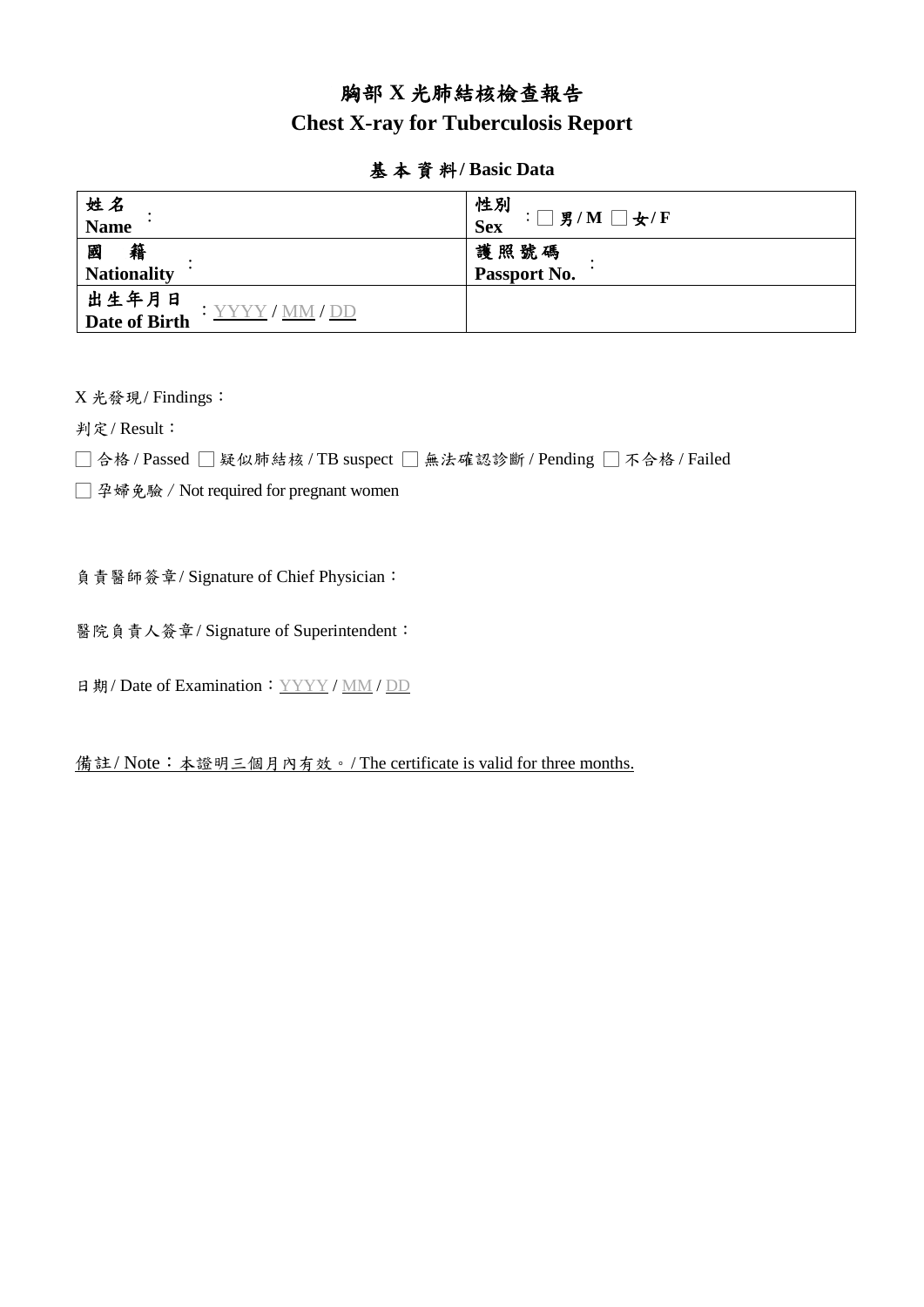# 胸部 X 光肺結核檢查報告
# Chest X-ray for Tuberculosis Report

### 基 本 資 料 / Basic Data

| | |
|---|---|
| 姓名<br>**Name** ： | 性別<br>**Sex** ：☐ 男 / M ☐ 女 / F |
| 國籍<br>**Nationality** ： | 護照號碼<br>**Passport No.** ： |
| 出生年月日<br>**Date of Birth** ：YYYY / MM / DD | |

X 光發現 / Findings：

判定 / Result：

☐ 合格 / Passed ☐ 疑似肺結核 / TB suspect ☐ 無法確認診斷 / Pending ☐ 不合格 / Failed

☐ 孕婦免驗 / Not required for pregnant women

負責醫師簽章 / Signature of Chief Physician：

醫院負責人簽章 / Signature of Superintendent：

日期 / Date of Examination：YYYY / MM / DD

備註 / Note：本證明三個月內有效。/ The certificate is valid for three months.